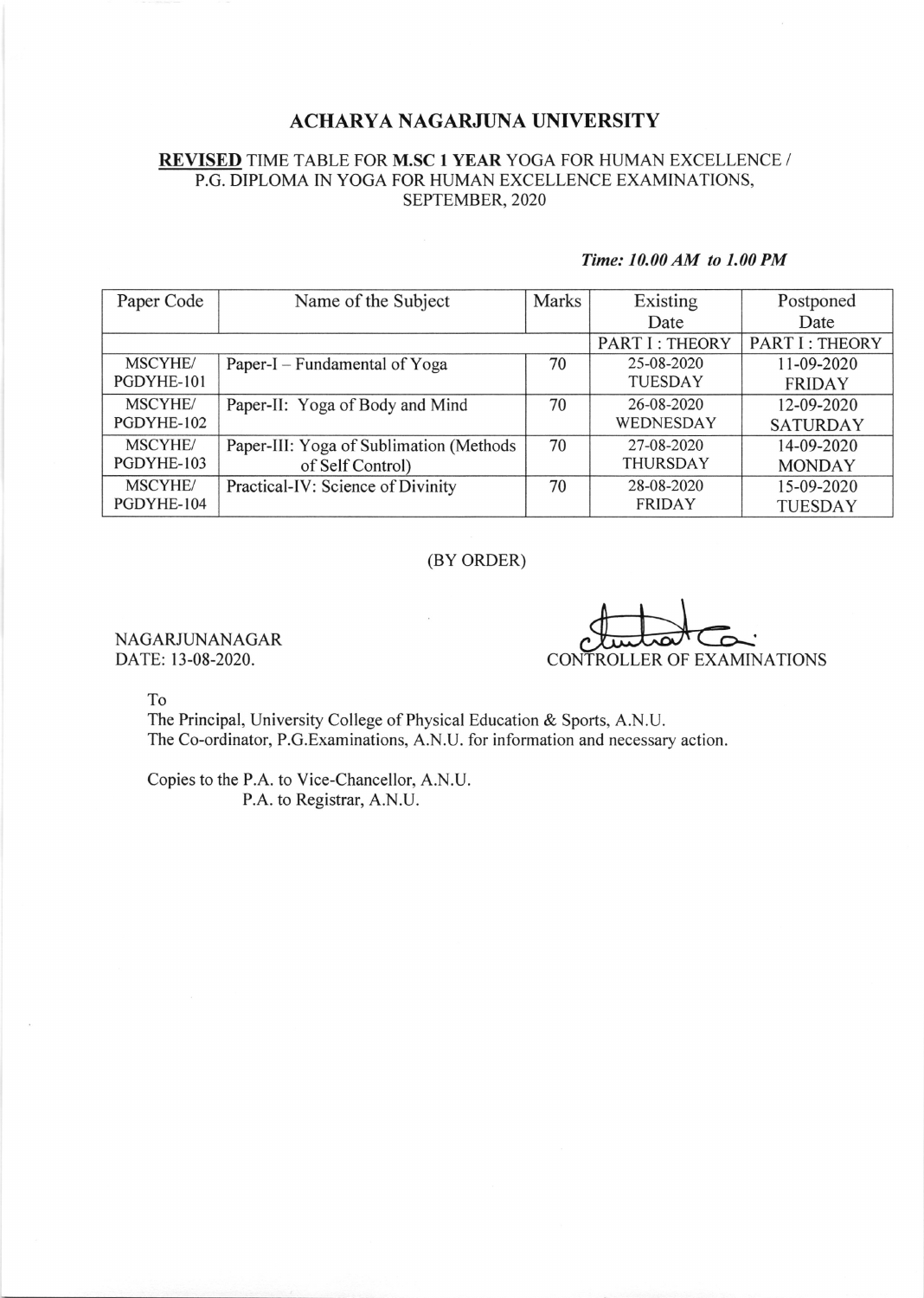# ACHARYA NAGARJUNA UNIVERSITY

**REVISED** TIME TABLE FOR **M.SC 1 YEAR** YOGA FOR HUMAN EXCELLENCE / P.G. DIPLOMA IN YOGA FOR HUMAN EXCELLENCE EXAMINATIONS, SEPTEMBER, 2020

***Time: 10.00 AM to 1.00 PM***

| Paper Code | Name of the Subject | Marks | Existing Date | Postponed Date |
|---|---|---|---|---|
| | | | PART I : THEORY | PART I : THEORY |
| MSCYHE/ PGDYHE-101 | Paper-I – Fundamental of Yoga | 70 | 25-08-2020 TUESDAY | 11-09-2020 FRIDAY |
| MSCYHE/ PGDYHE-102 | Paper-II: Yoga of Body and Mind | 70 | 26-08-2020 WEDNESDAY | 12-09-2020 SATURDAY |
| MSCYHE/ PGDYHE-103 | Paper-III: Yoga of Sublimation (Methods of Self Control) | 70 | 27-08-2020 THURSDAY | 14-09-2020 MONDAY |
| MSCYHE/ PGDYHE-104 | Practical-IV: Science of Divinity | 70 | 28-08-2020 FRIDAY | 15-09-2020 TUESDAY |

(BY ORDER)

NAGARJUNANAGAR
DATE: 13-08-2020.

CONTROLLER OF EXAMINATIONS

To
The Principal, University College of Physical Education & Sports, A.N.U.
The Co-ordinator, P.G.Examinations, A.N.U. for information and necessary action.

Copies to the P.A. to Vice-Chancellor, A.N.U.
P.A. to Registrar, A.N.U.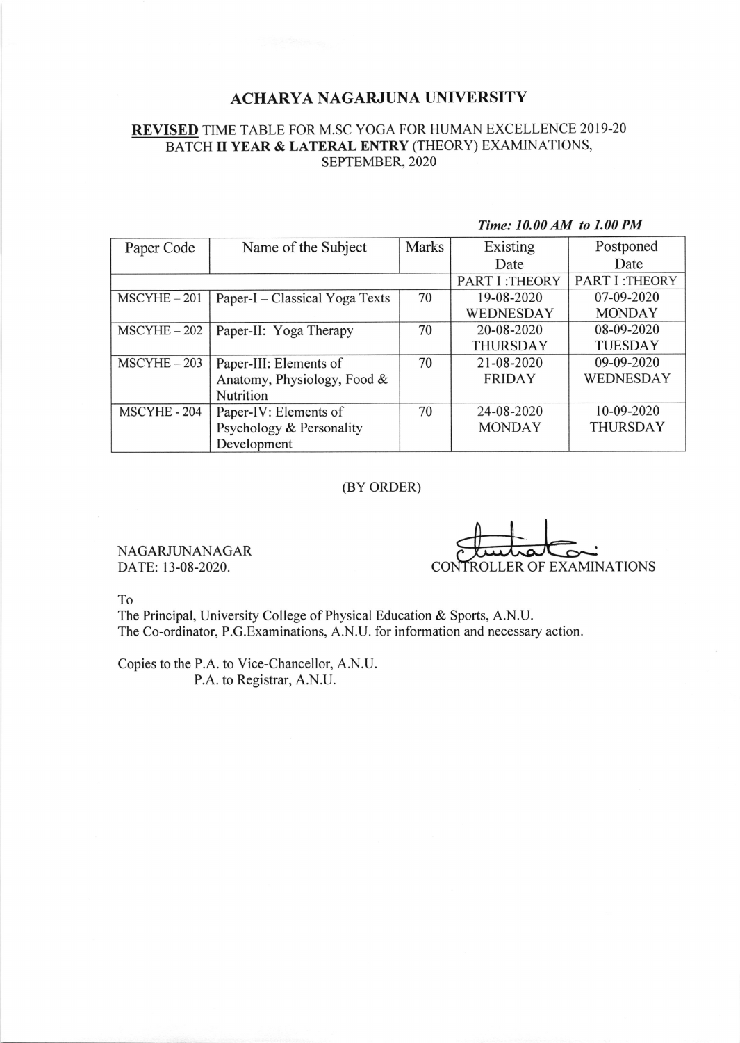# ACHARYA NAGARJUNA UNIVERSITY

**REVISED** TIME TABLE FOR M.SC YOGA FOR HUMAN EXCELLENCE 2019-20 BATCH **II YEAR & LATERAL ENTRY** (THEORY) EXAMINATIONS, SEPTEMBER, 2020

***Time: 10.00 AM to 1.00 PM***

| Paper Code | Name of the Subject | Marks | Existing Date | Postponed Date |
|---|---|---|---|---|
| | | | PART I :THEORY | PART I :THEORY |
| MSCYHE – 201 | Paper-I – Classical Yoga Texts | 70 | 19-08-2020 WEDNESDAY | 07-09-2020 MONDAY |
| MSCYHE – 202 | Paper-II: Yoga Therapy | 70 | 20-08-2020 THURSDAY | 08-09-2020 TUESDAY |
| MSCYHE – 203 | Paper-III: Elements of Anatomy, Physiology, Food & Nutrition | 70 | 21-08-2020 FRIDAY | 09-09-2020 WEDNESDAY |
| MSCYHE - 204 | Paper-IV: Elements of Psychology & Personality Development | 70 | 24-08-2020 MONDAY | 10-09-2020 THURSDAY |

(BY ORDER)

NAGARJUNANAGAR
DATE: 13-08-2020.

CONTROLLER OF EXAMINATIONS

To
The Principal, University College of Physical Education & Sports, A.N.U.
The Co-ordinator, P.G.Examinations, A.N.U. for information and necessary action.

Copies to the P.A. to Vice-Chancellor, A.N.U.
P.A. to Registrar, A.N.U.